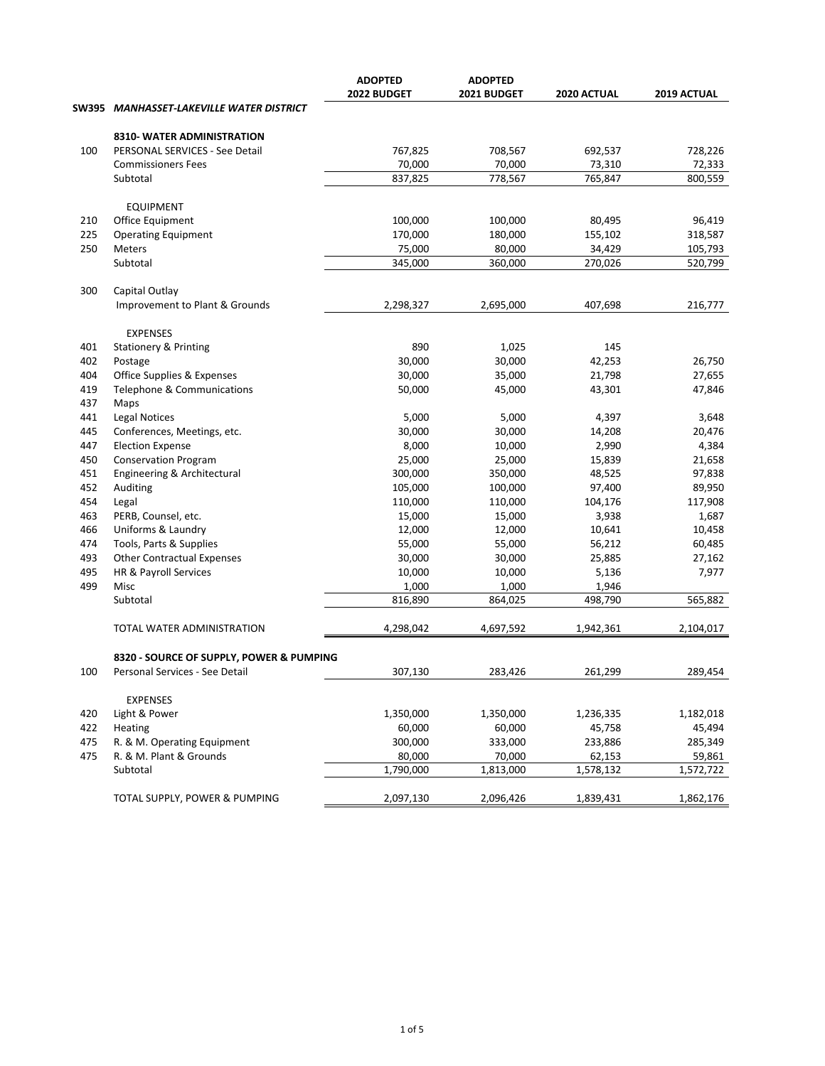| | | ADOPTED 2022 BUDGET | ADOPTED 2021 BUDGET | 2020 ACTUAL | 2019 ACTUAL |
|---|---|---|---|---|---|
| SW395 | *MANHASSET-LAKEVILLE WATER DISTRICT* | | | | |
| | **8310- WATER ADMINISTRATION** | | | | |
| 100 | PERSONAL SERVICES - See Detail | 767,825 | 708,567 | 692,537 | 728,226 |
| | Commissioners Fees | 70,000 | 70,000 | 73,310 | 72,333 |
| | Subtotal | 837,825 | 778,567 | 765,847 | 800,559 |
| | EQUIPMENT | | | | |
| 210 | Office Equipment | 100,000 | 100,000 | 80,495 | 96,419 |
| 225 | Operating Equipment | 170,000 | 180,000 | 155,102 | 318,587 |
| 250 | Meters | 75,000 | 80,000 | 34,429 | 105,793 |
| | Subtotal | 345,000 | 360,000 | 270,026 | 520,799 |
| 300 | Capital Outlay | | | | |
| | Improvement to Plant & Grounds | 2,298,327 | 2,695,000 | 407,698 | 216,777 |
| | EXPENSES | | | | |
| 401 | Stationery & Printing | 890 | 1,025 | 145 | |
| 402 | Postage | 30,000 | 30,000 | 42,253 | 26,750 |
| 404 | Office Supplies & Expenses | 30,000 | 35,000 | 21,798 | 27,655 |
| 419 | Telephone & Communications | 50,000 | 45,000 | 43,301 | 47,846 |
| 437 | Maps | | | | |
| 441 | Legal Notices | 5,000 | 5,000 | 4,397 | 3,648 |
| 445 | Conferences, Meetings, etc. | 30,000 | 30,000 | 14,208 | 20,476 |
| 447 | Election Expense | 8,000 | 10,000 | 2,990 | 4,384 |
| 450 | Conservation Program | 25,000 | 25,000 | 15,839 | 21,658 |
| 451 | Engineering & Architectural | 300,000 | 350,000 | 48,525 | 97,838 |
| 452 | Auditing | 105,000 | 100,000 | 97,400 | 89,950 |
| 454 | Legal | 110,000 | 110,000 | 104,176 | 117,908 |
| 463 | PERB, Counsel, etc. | 15,000 | 15,000 | 3,938 | 1,687 |
| 466 | Uniforms & Laundry | 12,000 | 12,000 | 10,641 | 10,458 |
| 474 | Tools, Parts & Supplies | 55,000 | 55,000 | 56,212 | 60,485 |
| 493 | Other Contractual Expenses | 30,000 | 30,000 | 25,885 | 27,162 |
| 495 | HR & Payroll Services | 10,000 | 10,000 | 5,136 | 7,977 |
| 499 | Misc | 1,000 | 1,000 | 1,946 | |
| | Subtotal | 816,890 | 864,025 | 498,790 | 565,882 |
| | TOTAL WATER ADMINISTRATION | 4,298,042 | 4,697,592 | 1,942,361 | 2,104,017 |
| | **8320 - SOURCE OF SUPPLY, POWER & PUMPING** | | | | |
| 100 | Personal Services - See Detail | 307,130 | 283,426 | 261,299 | 289,454 |
| | EXPENSES | | | | |
| 420 | Light & Power | 1,350,000 | 1,350,000 | 1,236,335 | 1,182,018 |
| 422 | Heating | 60,000 | 60,000 | 45,758 | 45,494 |
| 475 | R. & M. Operating Equipment | 300,000 | 333,000 | 233,886 | 285,349 |
| 475 | R. & M. Plant & Grounds | 80,000 | 70,000 | 62,153 | 59,861 |
| | Subtotal | 1,790,000 | 1,813,000 | 1,578,132 | 1,572,722 |
| | TOTAL SUPPLY, POWER & PUMPING | 2,097,130 | 2,096,426 | 1,839,431 | 1,862,176 |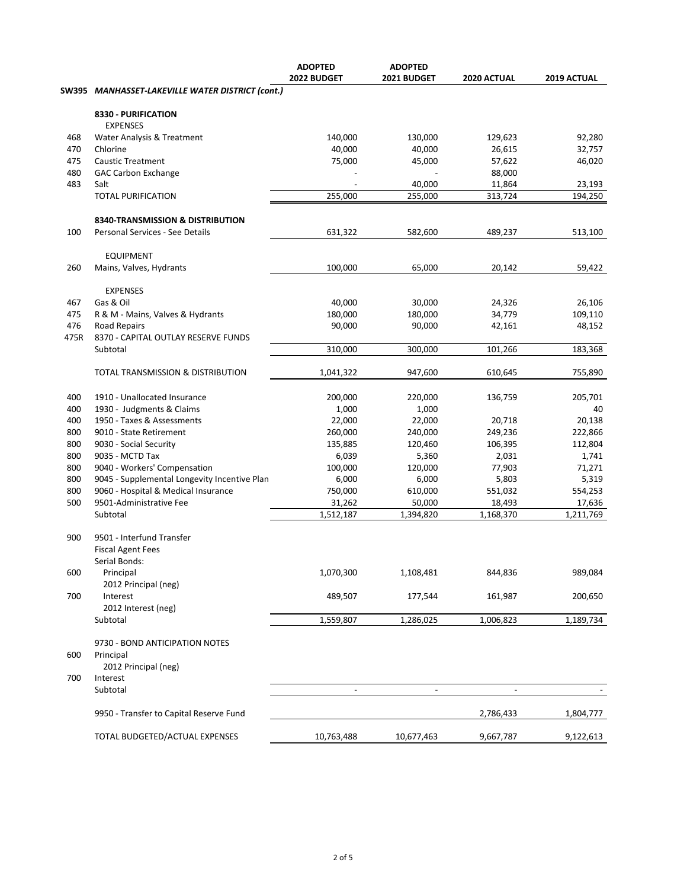| | | ADOPTED 2022 BUDGET | ADOPTED 2021 BUDGET | 2020 ACTUAL | 2019 ACTUAL |
|---|---|---|---|---|---|
| **SW395** | ***MANHASSET-LAKEVILLE WATER DISTRICT (cont.)*** | | | | |
| | **8330 - PURIFICATION** | | | | |
| | EXPENSES | | | | |
| 468 | Water Analysis & Treatment | 140,000 | 130,000 | 129,623 | 92,280 |
| 470 | Chlorine | 40,000 | 40,000 | 26,615 | 32,757 |
| 475 | Caustic Treatment | 75,000 | 45,000 | 57,622 | 46,020 |
| 480 | GAC Carbon Exchange | - | - | 88,000 | |
| 483 | Salt | - | 40,000 | 11,864 | 23,193 |
| | TOTAL PURIFICATION | 255,000 | 255,000 | 313,724 | 194,250 |
| | **8340-TRANSMISSION & DISTRIBUTION** | | | | |
| 100 | Personal Services - See Details | 631,322 | 582,600 | 489,237 | 513,100 |
| | EQUIPMENT | | | | |
| 260 | Mains, Valves, Hydrants | 100,000 | 65,000 | 20,142 | 59,422 |
| | EXPENSES | | | | |
| 467 | Gas & Oil | 40,000 | 30,000 | 24,326 | 26,106 |
| 475 | R & M - Mains, Valves & Hydrants | 180,000 | 180,000 | 34,779 | 109,110 |
| 476 | Road Repairs | 90,000 | 90,000 | 42,161 | 48,152 |
| 475R | 8370 - CAPITAL OUTLAY RESERVE FUNDS | | | | |
| | Subtotal | 310,000 | 300,000 | 101,266 | 183,368 |
| | TOTAL TRANSMISSION & DISTRIBUTION | 1,041,322 | 947,600 | 610,645 | 755,890 |
| 400 | 1910 - Unallocated Insurance | 200,000 | 220,000 | 136,759 | 205,701 |
| 400 | 1930 - Judgments & Claims | 1,000 | 1,000 | | 40 |
| 400 | 1950 - Taxes & Assessments | 22,000 | 22,000 | 20,718 | 20,138 |
| 800 | 9010 - State Retirement | 260,000 | 240,000 | 249,236 | 222,866 |
| 800 | 9030 - Social Security | 135,885 | 120,460 | 106,395 | 112,804 |
| 800 | 9035 - MCTD Tax | 6,039 | 5,360 | 2,031 | 1,741 |
| 800 | 9040 - Workers' Compensation | 100,000 | 120,000 | 77,903 | 71,271 |
| 800 | 9045 - Supplemental Longevity Incentive Plan | 6,000 | 6,000 | 5,803 | 5,319 |
| 800 | 9060 - Hospital & Medical Insurance | 750,000 | 610,000 | 551,032 | 554,253 |
| 500 | 9501-Administrative Fee | 31,262 | 50,000 | 18,493 | 17,636 |
| | Subtotal | 1,512,187 | 1,394,820 | 1,168,370 | 1,211,769 |
| 900 | 9501 - Interfund Transfer | | | | |
| | Fiscal Agent Fees | | | | |
| | Serial Bonds: | | | | |
| 600 | Principal | 1,070,300 | 1,108,481 | 844,836 | 989,084 |
| | 2012 Principal (neg) | | | | |
| 700 | Interest | 489,507 | 177,544 | 161,987 | 200,650 |
| | 2012 Interest (neg) | | | | |
| | Subtotal | 1,559,807 | 1,286,025 | 1,006,823 | 1,189,734 |
| | 9730 - BOND ANTICIPATION NOTES | | | | |
| 600 | Principal | | | | |
| | 2012 Principal (neg) | | | | |
| 700 | Interest | | | | |
| | Subtotal | - | - | - | - |
| | 9950 - Transfer to Capital Reserve Fund | | | 2,786,433 | 1,804,777 |
| | TOTAL BUDGETED/ACTUAL EXPENSES | 10,763,488 | 10,677,463 | 9,667,787 | 9,122,613 |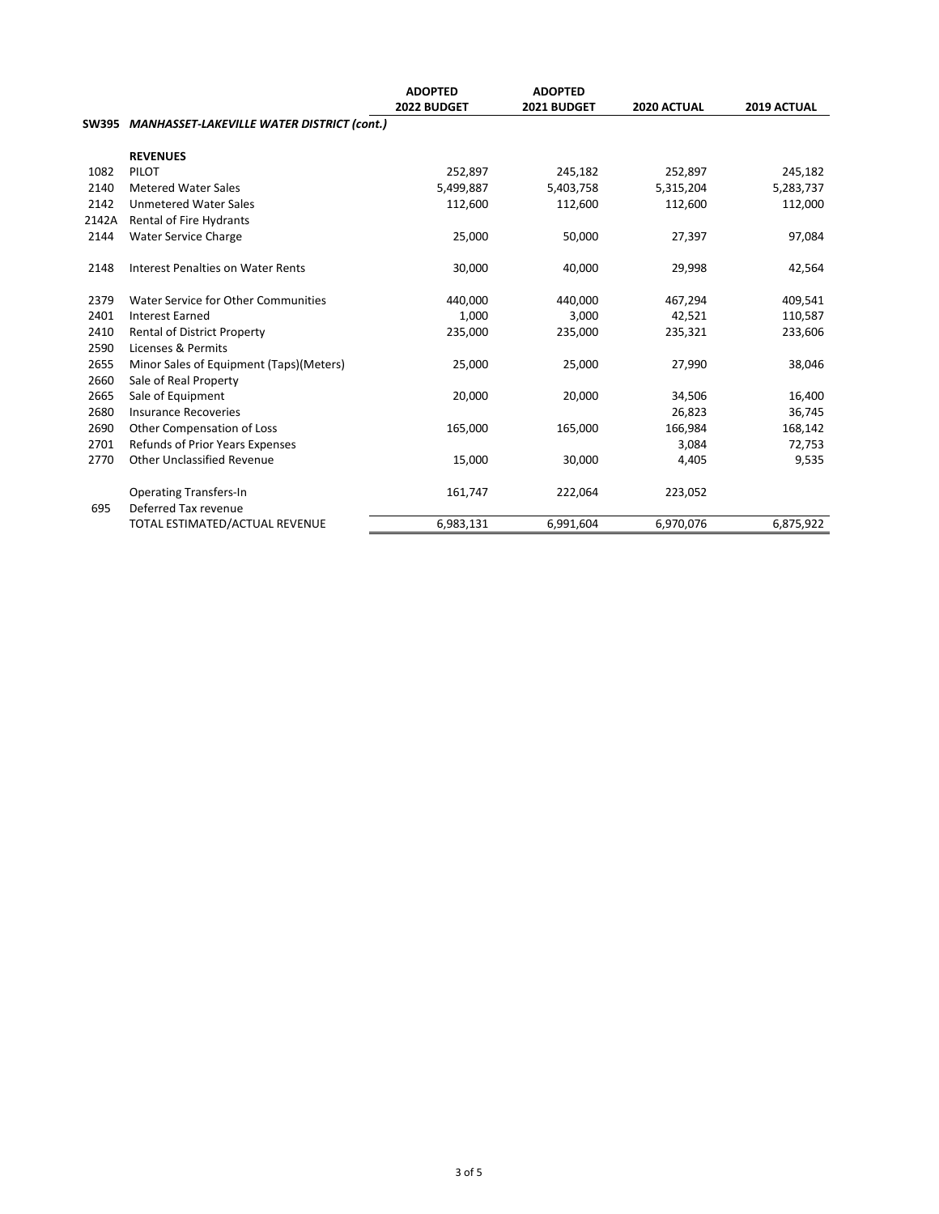| | | ADOPTED 2022 BUDGET | ADOPTED 2021 BUDGET | 2020 ACTUAL | 2019 ACTUAL |
|---|---|---|---|---|---|
| SW395 | ***MANHASSET-LAKEVILLE WATER DISTRICT (cont.)*** | | | | |
| | **REVENUES** | | | | |
| 1082 | PILOT | 252,897 | 245,182 | 252,897 | 245,182 |
| 2140 | Metered Water Sales | 5,499,887 | 5,403,758 | 5,315,204 | 5,283,737 |
| 2142 | Unmetered Water Sales | 112,600 | 112,600 | 112,600 | 112,000 |
| 2142A | Rental of Fire Hydrants | | | | |
| 2144 | Water Service Charge | 25,000 | 50,000 | 27,397 | 97,084 |
| 2148 | Interest Penalties on Water Rents | 30,000 | 40,000 | 29,998 | 42,564 |
| 2379 | Water Service for Other Communities | 440,000 | 440,000 | 467,294 | 409,541 |
| 2401 | Interest Earned | 1,000 | 3,000 | 42,521 | 110,587 |
| 2410 | Rental of District Property | 235,000 | 235,000 | 235,321 | 233,606 |
| 2590 | Licenses & Permits | | | | |
| 2655 | Minor Sales of Equipment (Taps)(Meters) | 25,000 | 25,000 | 27,990 | 38,046 |
| 2660 | Sale of Real Property | | | | |
| 2665 | Sale of Equipment | 20,000 | 20,000 | 34,506 | 16,400 |
| 2680 | Insurance Recoveries | | | 26,823 | 36,745 |
| 2690 | Other Compensation of Loss | 165,000 | 165,000 | 166,984 | 168,142 |
| 2701 | Refunds of Prior Years Expenses | | | 3,084 | 72,753 |
| 2770 | Other Unclassified Revenue | 15,000 | 30,000 | 4,405 | 9,535 |
| | Operating Transfers-In | 161,747 | 222,064 | 223,052 | |
| 695 | Deferred Tax revenue | | | | |
| | TOTAL ESTIMATED/ACTUAL REVENUE | 6,983,131 | 6,991,604 | 6,970,076 | 6,875,922 |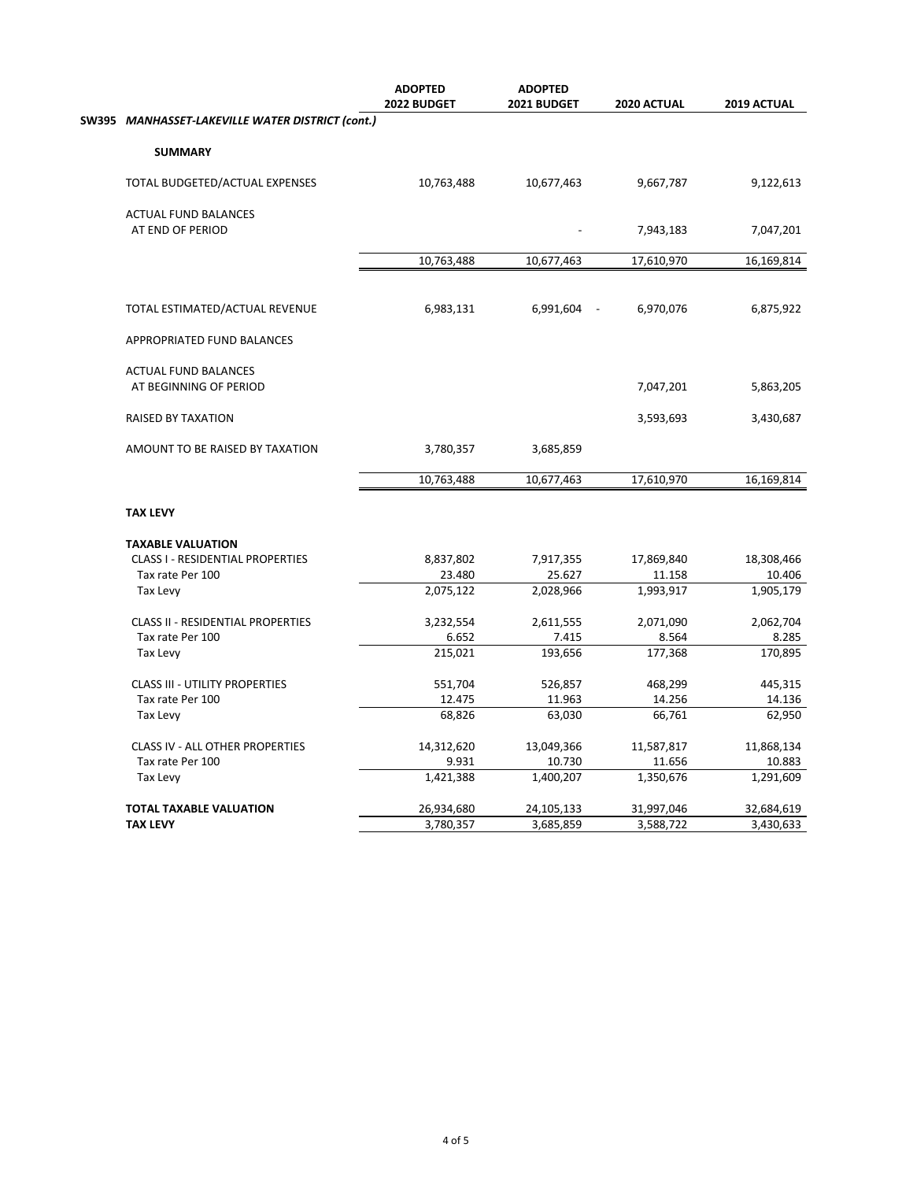| | ADOPTED 2022 BUDGET | ADOPTED 2021 BUDGET | 2020 ACTUAL | 2019 ACTUAL |
|---|---|---|---|---|
| ***SW395 MANHASSET-LAKEVILLE WATER DISTRICT (cont.)*** | | | | |
| **SUMMARY** | | | | |
| TOTAL BUDGETED/ACTUAL EXPENSES | 10,763,488 | 10,677,463 | 9,667,787 | 9,122,613 |
| ACTUAL FUND BALANCES AT END OF PERIOD | | - | 7,943,183 | 7,047,201 |
| | 10,763,488 | 10,677,463 | 17,610,970 | 16,169,814 |
| TOTAL ESTIMATED/ACTUAL REVENUE | 6,983,131 | 6,991,604 - | 6,970,076 | 6,875,922 |
| APPROPRIATED FUND BALANCES | | | | |
| ACTUAL FUND BALANCES AT BEGINNING OF PERIOD | | | 7,047,201 | 5,863,205 |
| RAISED BY TAXATION | | | 3,593,693 | 3,430,687 |
| AMOUNT TO BE RAISED BY TAXATION | 3,780,357 | 3,685,859 | | |
| | 10,763,488 | 10,677,463 | 17,610,970 | 16,169,814 |
| **TAX LEVY** | | | | |
| **TAXABLE VALUATION** | | | | |
| CLASS I - RESIDENTIAL PROPERTIES | 8,837,802 | 7,917,355 | 17,869,840 | 18,308,466 |
| Tax rate Per 100 | 23.480 | 25.627 | 11.158 | 10.406 |
| Tax Levy | 2,075,122 | 2,028,966 | 1,993,917 | 1,905,179 |
| CLASS II - RESIDENTIAL PROPERTIES | 3,232,554 | 2,611,555 | 2,071,090 | 2,062,704 |
| Tax rate Per 100 | 6.652 | 7.415 | 8.564 | 8.285 |
| Tax Levy | 215,021 | 193,656 | 177,368 | 170,895 |
| CLASS III - UTILITY PROPERTIES | 551,704 | 526,857 | 468,299 | 445,315 |
| Tax rate Per 100 | 12.475 | 11.963 | 14.256 | 14.136 |
| Tax Levy | 68,826 | 63,030 | 66,761 | 62,950 |
| CLASS IV - ALL OTHER PROPERTIES | 14,312,620 | 13,049,366 | 11,587,817 | 11,868,134 |
| Tax rate Per 100 | 9.931 | 10.730 | 11.656 | 10.883 |
| Tax Levy | 1,421,388 | 1,400,207 | 1,350,676 | 1,291,609 |
| **TOTAL TAXABLE VALUATION** | 26,934,680 | 24,105,133 | 31,997,046 | 32,684,619 |
| **TAX LEVY** | 3,780,357 | 3,685,859 | 3,588,722 | 3,430,633 |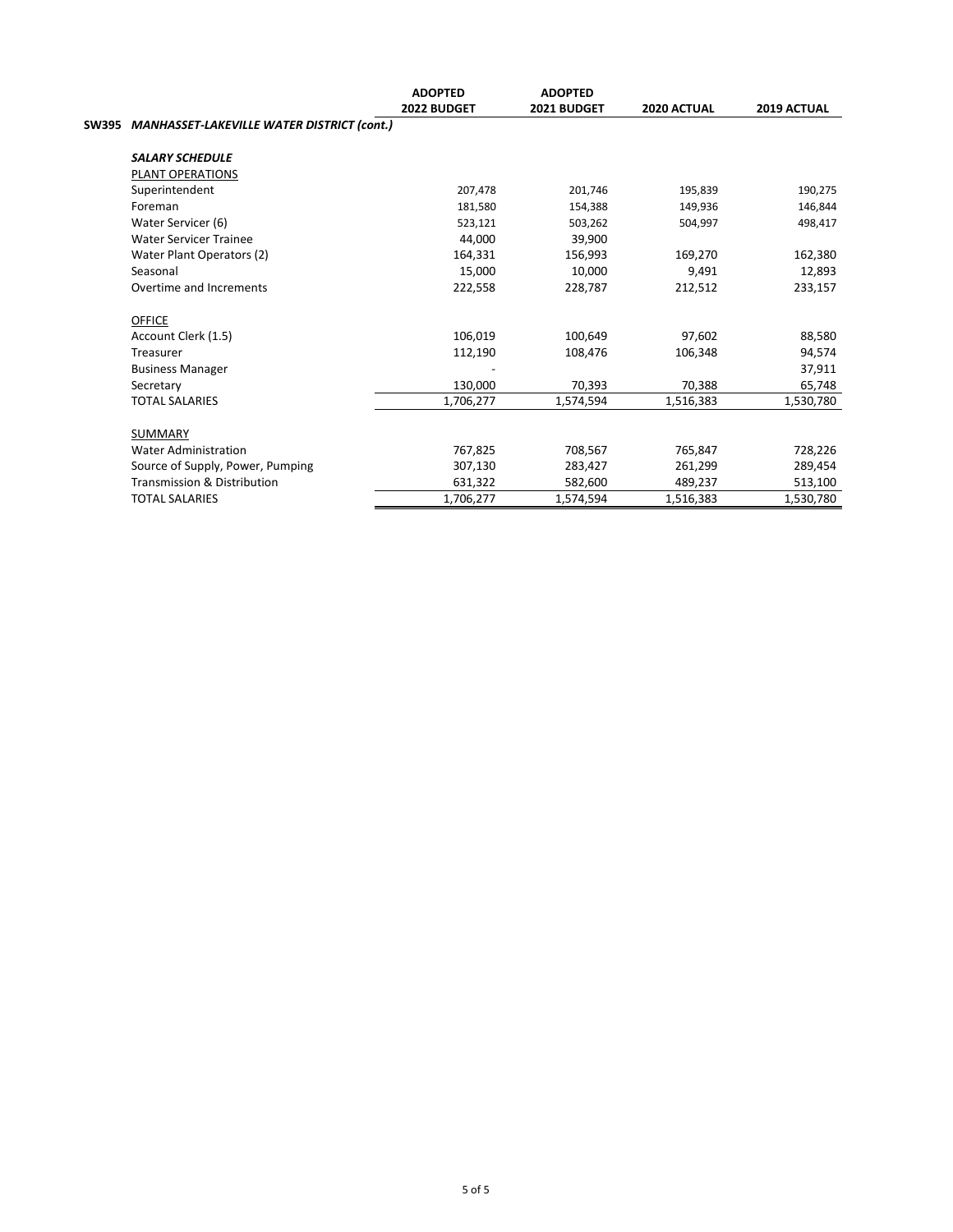## SW395 *MANHASSET-LAKEVILLE WATER DISTRICT (cont.)*

| | ADOPTED 2022 BUDGET | ADOPTED 2021 BUDGET | 2020 ACTUAL | 2019 ACTUAL |
|---|---|---|---|---|
| ***SALARY SCHEDULE*** | | | | |
| PLANT OPERATIONS | | | | |
| Superintendent | 207,478 | 201,746 | 195,839 | 190,275 |
| Foreman | 181,580 | 154,388 | 149,936 | 146,844 |
| Water Servicer (6) | 523,121 | 503,262 | 504,997 | 498,417 |
| Water Servicer Trainee | 44,000 | 39,900 | | |
| Water Plant Operators (2) | 164,331 | 156,993 | 169,270 | 162,380 |
| Seasonal | 15,000 | 10,000 | 9,491 | 12,893 |
| Overtime and Increments | 222,558 | 228,787 | 212,512 | 233,157 |
| OFFICE | | | | |
| Account Clerk (1.5) | 106,019 | 100,649 | 97,602 | 88,580 |
| Treasurer | 112,190 | 108,476 | 106,348 | 94,574 |
| Business Manager | - | | | 37,911 |
| Secretary | 130,000 | 70,393 | 70,388 | 65,748 |
| TOTAL SALARIES | 1,706,277 | 1,574,594 | 1,516,383 | 1,530,780 |
| SUMMARY | | | | |
| Water Administration | 767,825 | 708,567 | 765,847 | 728,226 |
| Source of Supply, Power, Pumping | 307,130 | 283,427 | 261,299 | 289,454 |
| Transmission & Distribution | 631,322 | 582,600 | 489,237 | 513,100 |
| TOTAL SALARIES | 1,706,277 | 1,574,594 | 1,516,383 | 1,530,780 |